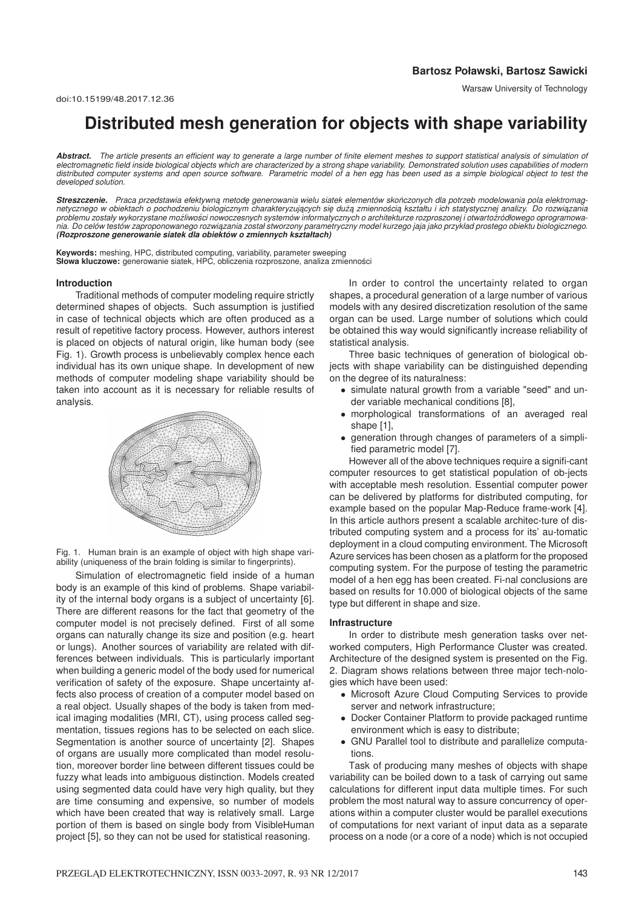**Bartosz Poławski, Bartosz Sawicki**

Warsaw University of Technology

doi:10.15199/48.2017.12.36

# Distributed mesh generation for objects with shape variability

***Abstract.*** *The article presents an efficient way to generate a large number of finite element meshes to support statistical analysis of simulation of electromagnetic field inside biological objects which are characterized by a strong shape variability. Demonstrated solution uses capabilities of modern distributed computer systems and open source software. Parametric model of a hen egg has been used as a simple biological object to test the developed solution.*

***Streszczenie.*** *Praca przedstawia efektywną metodę generowania wielu siatek elementów skończonych dla potrzeb modelowania pola elektromagnetycznego w obiektach o pochodzeniu biologicznym charakteryzujących się dużą zmiennością kształtu i ich statystycznej analizy. Do rozwiązania problemu zostały wykorzystane możliwości nowoczesnych systemów informatycznych o architekturze rozproszonej i otwartoźródłowego oprogramowania. Do celów testów zaproponowanego rozwiązania został stworzony parametryczny model kurzego jaja jako przykład prostego obiektu biologicznego.* ***(Rozproszone generowanie siatek dla obiektów o zmiennych kształtach)***

**Keywords:** meshing, HPC, distributed computing, variability, parameter sweeping
**Słowa kluczowe:** generowanie siatek, HPC, obliczenia rozproszone, analiza zmienności

## Introduction

Traditional methods of computer modeling require strictly determined shapes of objects. Such assumption is justified in case of technical objects which are often produced as a result of repetitive factory process. However, authors interest is placed on objects of natural origin, like human body (see Fig. 1). Growth process is unbelievably complex hence each individual has its own unique shape. In development of new methods of computer modeling shape variability should be taken into account as it is necessary for reliable results of analysis.

Fig. 1. Human brain is an example of object with high shape variability (uniqueness of the brain folding is similar to fingerprints).

Simulation of electromagnetic field inside of a human body is an example of this kind of problems. Shape variability of the internal body organs is a subject of uncertainty [6]. There are different reasons for the fact that geometry of the computer model is not precisely defined. First of all some organs can naturally change its size and position (e.g. heart or lungs). Another sources of variability are related with differences between individuals. This is particularly important when building a generic model of the body used for numerical verification of safety of the exposure. Shape uncertainty affects also process of creation of a computer model based on a real object. Usually shapes of the body is taken from medical imaging modalities (MRI, CT), using process called segmentation, tissues regions has to be selected on each slice. Segmentation is another source of uncertainty [2]. Shapes of organs are usually more complicated than model resolution, moreover border line between different tissues could be fuzzy what leads into ambiguous distinction. Models created using segmented data could have very high quality, but they are time consuming and expensive, so number of models which have been created that way is relatively small. Large portion of them is based on single body from VisibleHuman project [5], so they can not be used for statistical reasoning.

In order to control the uncertainty related to organ shapes, a procedural generation of a large number of various models with any desired discretization resolution of the same organ can be used. Large number of solutions which could be obtained this way would significantly increase reliability of statistical analysis.

Three basic techniques of generation of biological objects with shape variability can be distinguished depending on the degree of its naturalness:

- simulate natural growth from a variable "seed" and under variable mechanical conditions [8],
- morphological transformations of an averaged real shape [1],
- generation through changes of parameters of a simplified parametric model [7].

However all of the above techniques require a signifi-cant computer resources to get statistical population of ob-jects with acceptable mesh resolution. Essential computer power can be delivered by platforms for distributed computing, for example based on the popular Map-Reduce frame-work [4]. In this article authors present a scalable architec-ture of distributed computing system and a process for its' au-tomatic deployment in a cloud computing environment. The Microsoft Azure services has been chosen as a platform for the proposed computing system. For the purpose of testing the parametric model of a hen egg has been created. Fi-nal conclusions are based on results for 10.000 of biological objects of the same type but different in shape and size.

## Infrastructure

In order to distribute mesh generation tasks over networked computers, High Performance Cluster was created. Architecture of the designed system is presented on the Fig. 2. Diagram shows relations between three major tech-nologies which have been used:

- Microsoft Azure Cloud Computing Services to provide server and network infrastructure;
- Docker Container Platform to provide packaged runtime environment which is easy to distribute;
- GNU Parallel tool to distribute and parallelize computations.

Task of producing many meshes of objects with shape variability can be boiled down to a task of carrying out same calculations for different input data multiple times. For such problem the most natural way to assure concurrency of operations within a computer cluster would be parallel executions of computations for next variant of input data as a separate process on a node (or a core of a node) which is not occupied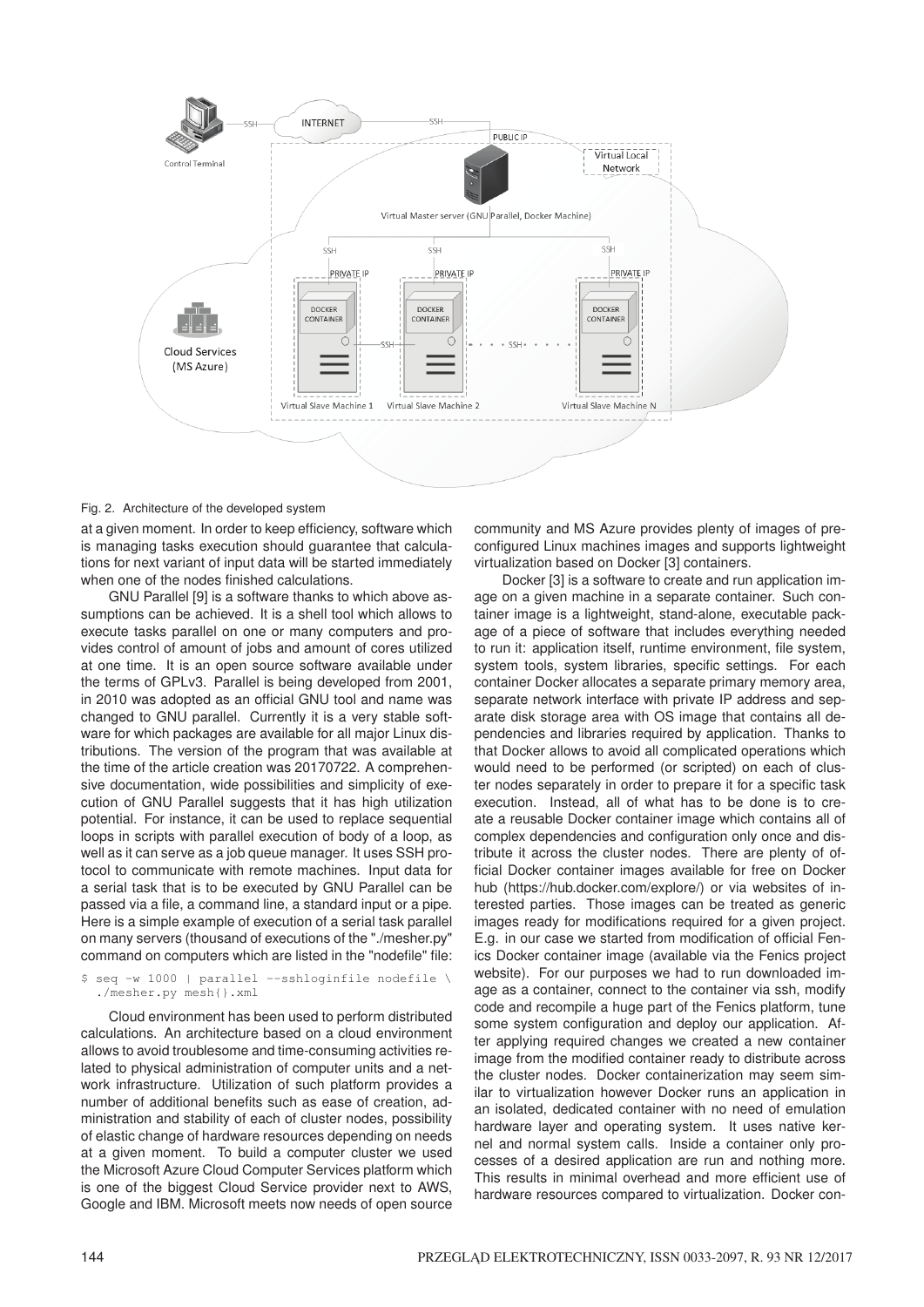Fig. 2. Architecture of the developed system

at a given moment. In order to keep efficiency, software which is managing tasks execution should guarantee that calculations for next variant of input data will be started immediately when one of the nodes finished calculations.

GNU Parallel [9] is a software thanks to which above assumptions can be achieved. It is a shell tool which allows to execute tasks parallel on one or many computers and provides control of amount of jobs and amount of cores utilized at one time. It is an open source software available under the terms of GPLv3. Parallel is being developed from 2001, in 2010 was adopted as an official GNU tool and name was changed to GNU parallel. Currently it is a very stable software for which packages are available for all major Linux distributions. The version of the program that was available at the time of the article creation was 20170722. A comprehensive documentation, wide possibilities and simplicity of execution of GNU Parallel suggests that it has high utilization potential. For instance, it can be used to replace sequential loops in scripts with parallel execution of body of a loop, as well as it can serve as a job queue manager. It uses SSH protocol to communicate with remote machines. Input data for a serial task that is to be executed by GNU Parallel can be passed via a file, a command line, a standard input or a pipe. Here is a simple example of execution of a serial task parallel on many servers (thousand of executions of the "./mesher.py" command on computers which are listed in the "nodefile" file:

```
$ seq -w 1000 | parallel --sshloginfile nodefile \
  ./mesher.py mesh{}.xml
```

Cloud environment has been used to perform distributed calculations. An architecture based on a cloud environment allows to avoid troublesome and time-consuming activities related to physical administration of computer units and a network infrastructure. Utilization of such platform provides a number of additional benefits such as ease of creation, administration and stability of each of cluster nodes, possibility of elastic change of hardware resources depending on needs at a given moment. To build a computer cluster we used the Microsoft Azure Cloud Computer Services platform which is one of the biggest Cloud Service provider next to AWS, Google and IBM. Microsoft meets now needs of open source community and MS Azure provides plenty of images of preconfigured Linux machines images and supports lightweight virtualization based on Docker [3] containers.

Docker [3] is a software to create and run application image on a given machine in a separate container. Such container image is a lightweight, stand-alone, executable package of a piece of software that includes everything needed to run it: application itself, runtime environment, file system, system tools, system libraries, specific settings. For each container Docker allocates a separate primary memory area, separate network interface with private IP address and separate disk storage area with OS image that contains all dependencies and libraries required by application. Thanks to that Docker allows to avoid all complicated operations which would need to be performed (or scripted) on each of cluster nodes separately in order to prepare it for a specific task execution. Instead, all of what has to be done is to create a reusable Docker container image which contains all of complex dependencies and configuration only once and distribute it across the cluster nodes. There are plenty of official Docker container images available for free on Docker hub (https://hub.docker.com/explore/) or via websites of interested parties. Those images can be treated as generic images ready for modifications required for a given project. E.g. in our case we started from modification of official Fenics Docker container image (available via the Fenics project website). For our purposes we had to run downloaded image as a container, connect to the container via ssh, modify code and recompile a huge part of the Fenics platform, tune some system configuration and deploy our application. After applying required changes we created a new container image from the modified container ready to distribute across the cluster nodes. Docker containerization may seem similar to virtualization however Docker runs an application in an isolated, dedicated container with no need of emulation hardware layer and operating system. It uses native kernel and normal system calls. Inside a container only processes of a desired application are run and nothing more. This results in minimal overhead and more efficient use of hardware resources compared to virtualization. Docker con-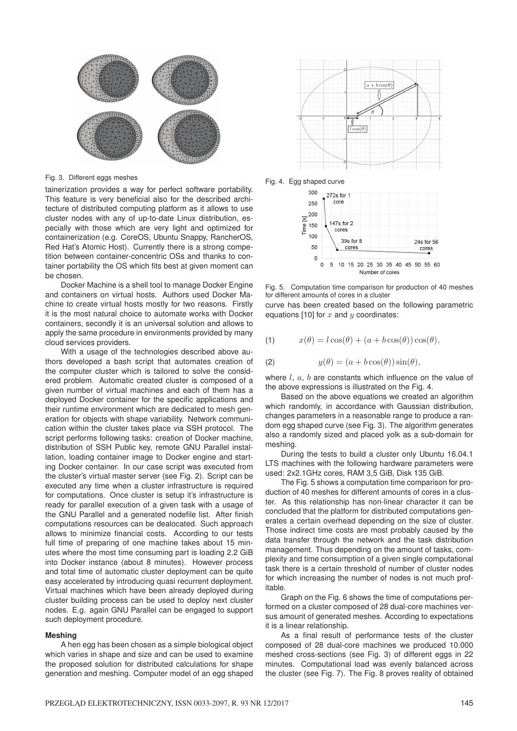Fig. 3. Different eggs meshes

tainerization provides a way for perfect software portability. This feature is very beneficial also for the described architecture of distributed computing platform as it allows to use cluster nodes with any of up-to-date Linux distribution, especially with those which are very light and optimized for containerization (e.g. CoreOS, Ubuntu Snappy, RancherOS, Red Hat's Atomic Host). Currently there is a strong competition between container-concentric OSs and thanks to container portability the OS which fits best at given moment can be chosen.

Docker Machine is a shell tool to manage Docker Engine and containers on virtual hosts. Authors used Docker Machine to create virtual hosts mostly for two reasons. Firstly it is the most natural choice to automate works with Docker containers, secondly it is an universal solution and allows to apply the same procedure in environments provided by many cloud services providers.

With a usage of the technologies described above authors developed a bash script that automates creation of the computer cluster which is tailored to solve the considered problem. Automatic created cluster is composed of a given number of virtual machines and each of them has a deployed Docker container for the specific applications and their runtime environment which are dedicated to mesh generation for objects with shape variability. Network communication within the cluster takes place via SSH protocol. The script performs following tasks: creation of Docker machine, distribution of SSH Public key, remote GNU Parallel installation, loading container image to Docker engine and starting Docker container. In our case script was executed from the cluster's virtual master server (see Fig. 2). Script can be executed any time when a cluster infrastructure is required for computations. Once cluster is setup it's infrastructure is ready for parallel execution of a given task with a usage of the GNU Parallel and a generated nodefile list. After finish computations resources can be dealocated. Such approach allows to minimize financial costs. According to our tests full time of preparing of one machine takes about 15 minutes where the most time consuming part is loading 2.2 GiB into Docker instance (about 8 minutes). However process and total time of automatic cluster deployment can be quite easy accelerated by introducing quasi recurrent deployment. Virtual machines which have been already deployed during cluster building process can be used to deploy next cluster nodes. E.g. again GNU Parallel can be engaged to support such deployment procedure.

### Meshing

A hen egg has been chosen as a simple biological object which varies in shape and size and can be used to examine the proposed solution for distributed calculations for shape generation and meshing. Computer model of an egg shaped

Fig. 4. Egg shaped curve

Fig. 5. Computation time comparison for production of 40 meshes for different amounts of cores in a cluster

curve has been created based on the following parametric equations [10] for $x$ and $y$ coordinates:

$$x(\theta) = l\cos(\theta) + (a + b\cos(\theta))\cos(\theta), \tag{1}$$

$$y(\theta) = (a + b\cos(\theta))\sin(\theta), \tag{2}$$

where $l$, $a$, $b$ are constants which influence on the value of the above expressions is illustrated on the Fig. 4.

Based on the above equations we created an algorithm which randomly, in accordance with Gaussian distribution, changes parameters in a reasonable range to produce a random egg shaped curve (see Fig. 3). The algorithm generates also a randomly sized and placed yolk as a sub-domain for meshing.

During the tests to build a cluster only Ubuntu 16.04.1 LTS machines with the following hardware parameters were used: 2x2.1GHz cores, RAM 3,5 GiB, Disk 135 GiB.

The Fig. 5 shows a computation time comparison for production of 40 meshes for different amounts of cores in a cluster. As this relationship has non-linear character it can be concluded that the platform for distributed computations generates a certain overhead depending on the size of cluster. Those indirect time costs are most probably caused by the data transfer through the network and the task distribution management. Thus depending on the amount of tasks, complexity and time consumption of a given single computational task there is a certain threshold of number of cluster nodes for which increasing the number of nodes is not much profitable.

Graph on the Fig. 6 shows the time of computations performed on a cluster composed of 28 dual-core machines versus amount of generated meshes. According to expectations it is a linear relationship.

As a final result of performance tests of the cluster composed of 28 dual-core machines we produced 10.000 meshed cross-sections (see Fig. 3) of different eggs in 22 minutes. Computational load was evenly balanced across the cluster (see Fig. 7). The Fig. 8 proves reality of obtained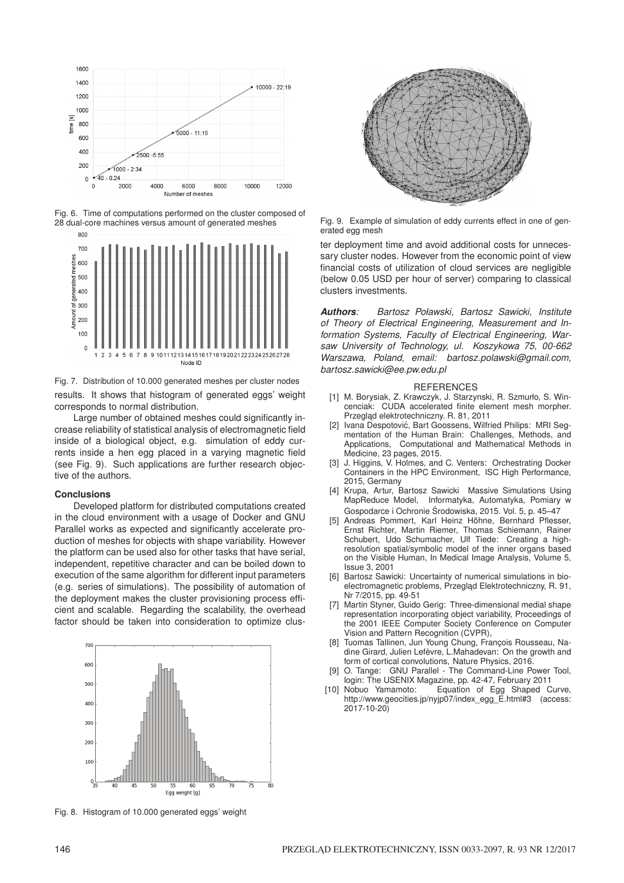1600
1400
1200
1000
800
600
400
200
0
time [s]
0 2000 4000 6000 8000 10000 12000
Number of meshes
40 - 0:24
1000 - 2:34
2500 -5:55
5000 - 11:15
10000 - 22:19

Fig. 6. Time of computations performed on the cluster composed of 28 dual-core machines versus amount of generated meshes

800
700
600
500
400
300
200
100
0
Amount of generated meshes
1 2 3 4 5 6 7 8 9 10 11 12 13 14 15 16 17 18 19 20 21 22 23 24 25 26 27 28
Node ID

Fig. 7. Distribution of 10.000 generated meshes per cluster nodes

results. It shows that histogram of generated eggs' weight corresponds to normal distribution.

Large number of obtained meshes could significantly increase reliability of statistical analysis of electromagnetic field inside of a biological object, e.g. simulation of eddy currents inside a hen egg placed in a varying magnetic field (see Fig. 9). Such applications are further research objective of the authors.

### Conclusions

Developed platform for distributed computations created in the cloud environment with a usage of Docker and GNU Parallel works as expected and significantly accelerate production of meshes for objects with shape variability. However the platform can be used also for other tasks that have serial, independent, repetitive character and can be boiled down to execution of the same algorithm for different input parameters (e.g. series of simulations). The possibility of automation of the deployment makes the cluster provisioning process efficient and scalable. Regarding the scalability, the overhead factor should be taken into consideration to optimize cluster deployment time and avoid additional costs for unnecessary cluster nodes. However from the economic point of view financial costs of utilization of cloud services are negligible (below 0.05 USD per hour of server) comparing to classical clusters investments.

700
600
500
400
300
200
100
0
35 40 45 50 55 60 65 70 75 80
Egg weight [g]

Fig. 8. Histogram of 10.000 generated eggs' weight

Fig. 9. Example of simulation of eddy currents effect in one of generated egg mesh

***Authors**: Bartosz Poławski, Bartosz Sawicki, Institute of Theory of Electrical Engineering, Measurement and Information Systems, Faculty of Electrical Engineering, Warsaw University of Technology, ul. Koszykowa 75, 00-662 Warszawa, Poland, email: bartosz.polawski@gmail.com, bartosz.sawicki@ee.pw.edu.pl*

### REFERENCES

[1] M. Borysiak, Z. Krawczyk, J. Starzynski, R. Szmurło, S. Wincenciak: CUDA accelerated finite element mesh morpher. Przegląd elektrotechniczny. R. 81, 2011

[2] Ivana Despotović, Bart Goossens, Wilfried Philips: MRI Segmentation of the Human Brain: Challenges, Methods, and Applications, Computational and Mathematical Methods in Medicine, 23 pages, 2015.

[3] J. Higgins, V. Holmes, and C. Venters: Orchestrating Docker Containers in the HPC Environment, ISC High Performance, 2015, Germany

[4] Krupa, Artur, Bartosz Sawicki Massive Simulations Using MapReduce Model, Informatyka, Automatyka, Pomiary w Gospodarce i Ochronie Środowiska, 2015. Vol. 5, p. 45–47

[5] Andreas Pommert, Karl Heinz Höhne, Bernhard Pflesser, Ernst Richter, Martin Riemer, Thomas Schiemann, Rainer Schubert, Udo Schumacher, Ulf Tiede: Creating a high-resolution spatial/symbolic model of the inner organs based on the Visible Human, In Medical Image Analysis, Volume 5, Issue 3, 2001

[6] Bartosz Sawicki: Uncertainty of numerical simulations in bioelectromagnetic problems, Przegląd Elektrotechniczny, R. 91, Nr 7/2015, pp. 49-51

[7] Martin Styner, Guido Gerig: Three-dimensional medial shape representation incorporating object variability, Proceedings of the 2001 IEEE Computer Society Conference on Computer Vision and Pattern Recognition (CVPR),

[8] Tuomas Tallinen, Jun Young Chung, François Rousseau, Nadine Girard, Julien Lefèvre, L.Mahadevan: On the growth and form of cortical convolutions, Nature Physics, 2016.

[9] O. Tange: GNU Parallel - The Command-Line Power Tool, login: The USENIX Magazine, pp. 42-47, February 2011

[10] Nobuo Yamamoto: Equation of Egg Shaped Curve, http://www.geocities.jp/nyjp07/index_egg_E.html#3 (access: 2017-10-20)